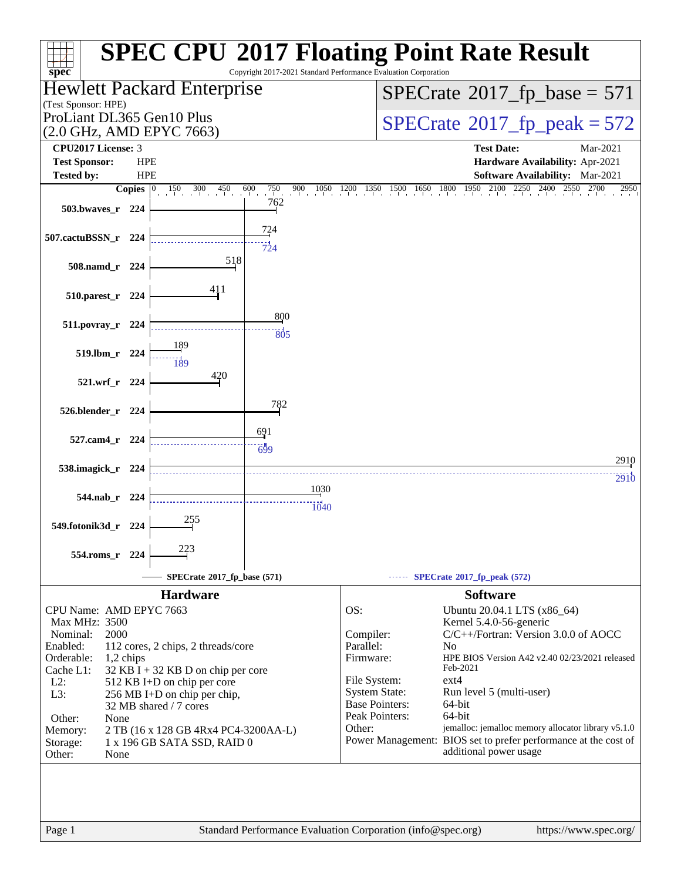# SPEC CPU 2017 Floating Point Rate Result

Copyright 2017-2021 Standard Performance Evaluation Corporation

**Hewlett Packard Enterprise**
(Test Sponsor: HPE)
ProLiant DL365 Gen10 Plus
(2.0 GHz, AMD EPYC 7663)

SPECrate 2017_fp_base = 571
SPECrate 2017_fp_peak = 572

| | | | |
|---|---|---|---|
| **CPU2017 License:** | 3 | **Test Date:** | Mar-2021 |
| **Test Sponsor:** | HPE | **Hardware Availability:** | Apr-2021 |
| **Tested by:** | HPE | **Software Availability:** | Mar-2021 |

| Benchmark | Copies | Base | Peak |
|---|---|---|---|
| 503.bwaves_r | 224 | 762 | |
| 507.cactuBSSN_r | 224 | 724 | 724 |
| 508.namd_r | 224 | 518 | |
| 510.parest_r | 224 | 411 | |
| 511.povray_r | 224 | 800 | 805 |
| 519.lbm_r | 224 | 189 | 189 |
| 521.wrf_r | 224 | 420 | |
| 526.blender_r | 224 | 782 | |
| 527.cam4_r | 224 | 691 | 699 |
| 538.imagick_r | 224 | 2910 | 2910 |
| 544.nab_r | 224 | 1030 | 1040 |
| 549.fotonik3d_r | 224 | 255 | |
| 554.roms_r | 224 | 223 | |

SPECrate 2017_fp_base (571) —— SPECrate 2017_fp_peak (572)

## Hardware

| | |
|---|---|
| CPU Name: | AMD EPYC 7663 |
| Max MHz: | 3500 |
| Nominal: | 2000 |
| Enabled: | 112 cores, 2 chips, 2 threads/core |
| Orderable: | 1,2 chips |
| Cache L1: | 32 KB I + 32 KB D on chip per core |
| L2: | 512 KB I+D on chip per core |
| L3: | 256 MB I+D on chip per chip, 32 MB shared / 7 cores |
| Other: | None |
| Memory: | 2 TB (16 x 128 GB 4Rx4 PC4-3200AA-L) |
| Storage: | 1 x 196 GB SATA SSD, RAID 0 |
| Other: | None |

## Software

| | |
|---|---|
| OS: | Ubuntu 20.04.1 LTS (x86_64) Kernel 5.4.0-56-generic |
| Compiler: | C/C++/Fortran: Version 3.0.0 of AOCC |
| Parallel: | No |
| Firmware: | HPE BIOS Version A42 v2.40 02/23/2021 released Feb-2021 |
| File System: | ext4 |
| System State: | Run level 5 (multi-user) |
| Base Pointers: | 64-bit |
| Peak Pointers: | 64-bit |
| Other: | jemalloc: jemalloc memory allocator library v5.1.0 |
| Power Management: | BIOS set to prefer performance at the cost of additional power usage |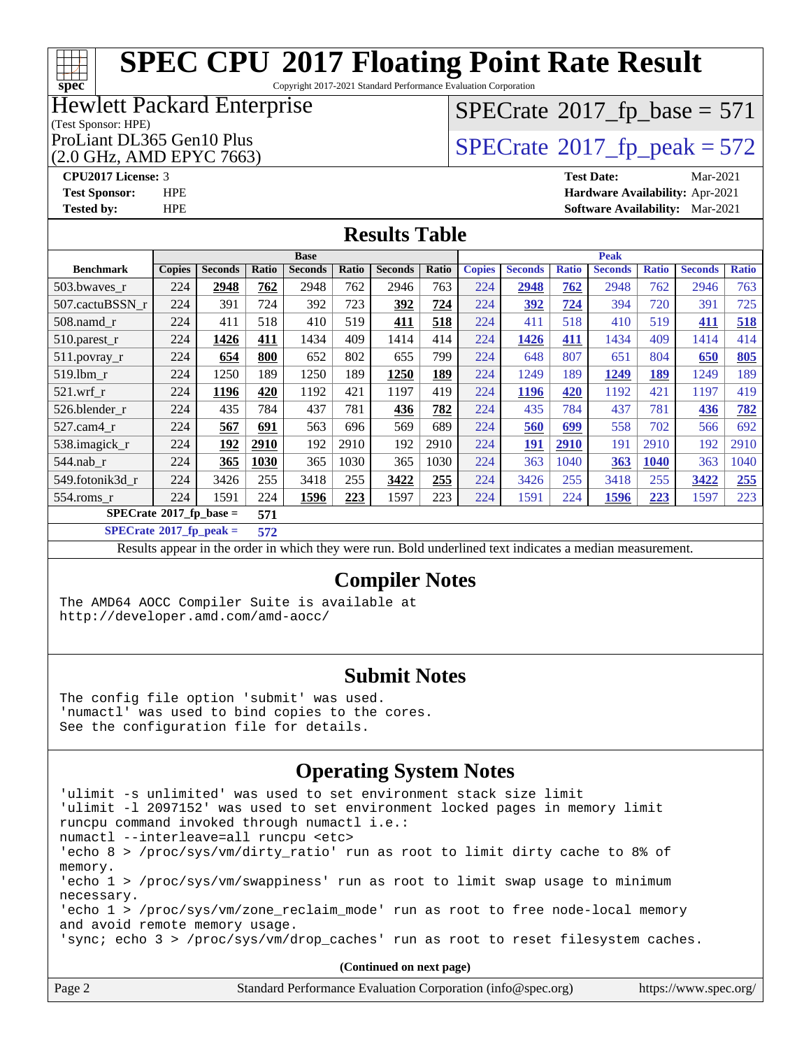# SPEC CPU 2017 Floating Point Rate Result

Copyright 2017-2021 Standard Performance Evaluation Corporation

**Hewlett Packard Enterprise**
(Test Sponsor: HPE)
ProLiant DL365 Gen10 Plus
(2.0 GHz, AMD EPYC 7663)

SPECrate 2017_fp_base = 571
SPECrate 2017_fp_peak = 572

**CPU2017 License:** 3
**Test Sponsor:** HPE
**Tested by:** HPE
**Test Date:** Mar-2021
**Hardware Availability:** Apr-2021
**Software Availability:** Mar-2021

## Results Table

| Benchmark | Base | | | | | | | Peak | | | | | | |
|---|---|---|---|---|---|---|---|---|---|---|---|---|---|---|
| | Copies | Seconds | Ratio | Seconds | Ratio | Seconds | Ratio | Copies | Seconds | Ratio | Seconds | Ratio | Seconds | Ratio |
| 503.bwaves_r | 224 | **2948** | **762** | 2948 | 762 | 2946 | 763 | 224 | **2948** | **762** | 2948 | 762 | 2946 | 763 |
| 507.cactuBSSN_r | 224 | 391 | 724 | 392 | 723 | **392** | **724** | 224 | **392** | **724** | 394 | 720 | 391 | 725 |
| 508.namd_r | 224 | 411 | 518 | 410 | 519 | **411** | **518** | 224 | 411 | 518 | 410 | 519 | **411** | **518** |
| 510.parest_r | 224 | **1426** | **411** | 1434 | 409 | 1414 | 414 | 224 | **1426** | **411** | 1434 | 409 | 1414 | 414 |
| 511.povray_r | 224 | **654** | **800** | 652 | 802 | 655 | 799 | 224 | 648 | 807 | 651 | 804 | **650** | **805** |
| 519.lbm_r | 224 | 1250 | 189 | 1250 | 189 | **1250** | **189** | 224 | 1249 | 189 | **1249** | **189** | 1249 | 189 |
| 521.wrf_r | 224 | **1196** | **420** | 1192 | 421 | 1197 | 419 | 224 | **1196** | **420** | 1192 | 421 | 1197 | 419 |
| 526.blender_r | 224 | 435 | 784 | 437 | 781 | **436** | **782** | 224 | 435 | 784 | 437 | 781 | **436** | **782** |
| 527.cam4_r | 224 | **567** | **691** | 563 | 696 | 569 | 689 | 224 | **560** | **699** | 558 | 702 | 566 | 692 |
| 538.imagick_r | 224 | **192** | **2910** | 192 | 2910 | 192 | 2910 | 224 | **191** | **2910** | 191 | 2910 | 192 | 2910 |
| 544.nab_r | 224 | **365** | **1030** | 365 | 1030 | 365 | 1030 | 224 | 363 | 1040 | **363** | **1040** | 363 | 1040 |
| 549.fotonik3d_r | 224 | 3426 | 255 | 3418 | 255 | **3422** | **255** | 224 | 3426 | 255 | 3418 | 255 | **3422** | **255** |
| 554.roms_r | 224 | 1591 | 224 | **1596** | **223** | 1597 | 223 | 224 | 1591 | 224 | **1596** | **223** | 1597 | 223 |

**SPECrate 2017_fp_base = 571**

**SPECrate 2017_fp_peak = 572**

Results appear in the order in which they were run. Bold underlined text indicates a median measurement.

## Compiler Notes

```
The AMD64 AOCC Compiler Suite is available at
http://developer.amd.com/amd-aocc/
```

## Submit Notes

```
The config file option 'submit' was used.
'numactl' was used to bind copies to the cores.
See the configuration file for details.
```

## Operating System Notes

```
'ulimit -s unlimited' was used to set environment stack size limit
'ulimit -l 2097152' was used to set environment locked pages in memory limit
runcpu command invoked through numactl i.e.:
numactl --interleave=all runcpu <etc>
'echo 8 > /proc/sys/vm/dirty_ratio' run as root to limit dirty cache to 8% of
memory.
'echo 1 > /proc/sys/vm/swappiness' run as root to limit swap usage to minimum
necessary.
'echo 1 > /proc/sys/vm/zone_reclaim_mode' run as root to free node-local memory
and avoid remote memory usage.
'sync; echo 3 > /proc/sys/vm/drop_caches' run as root to reset filesystem caches.
```

(Continued on next page)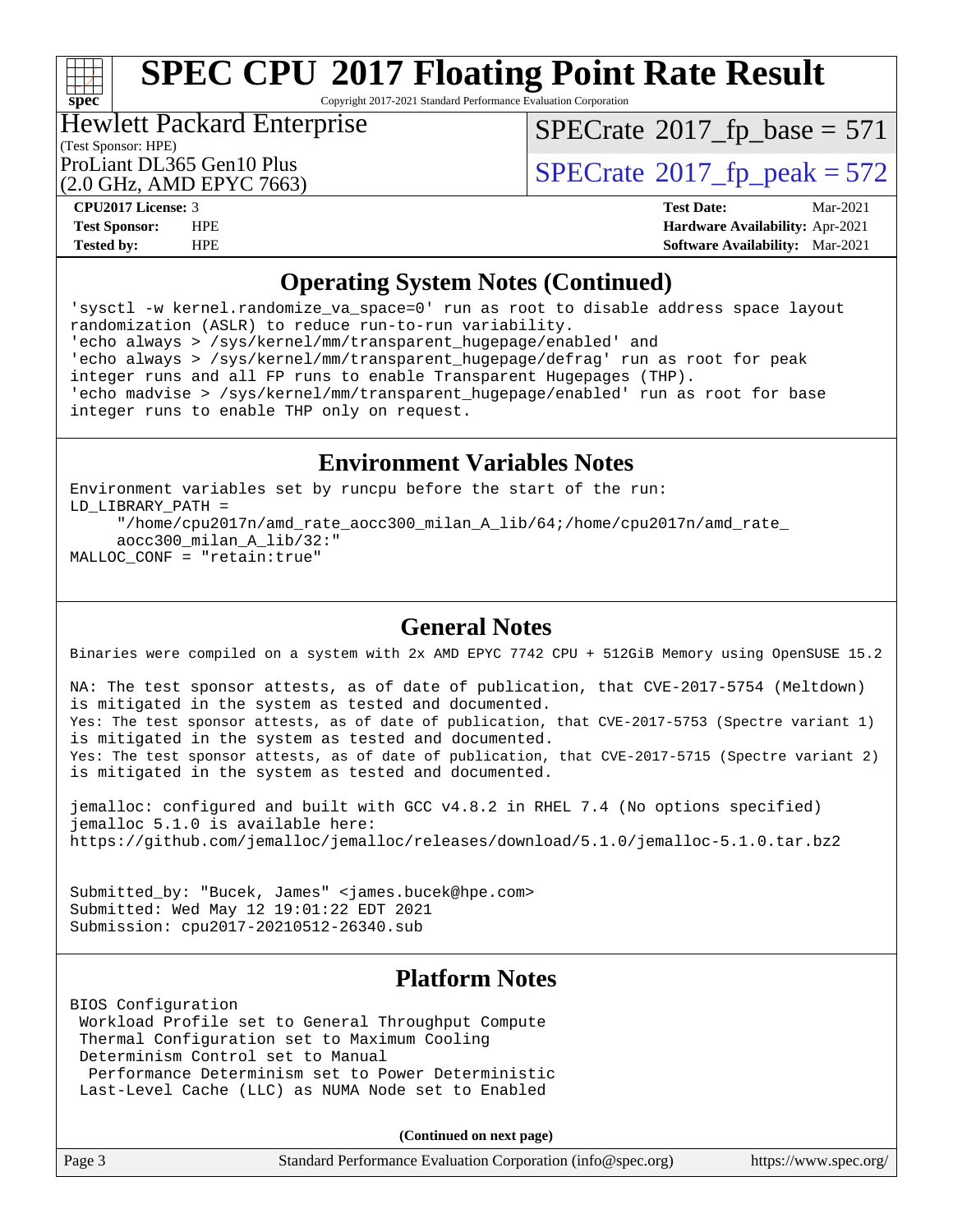## Operating System Notes (Continued)

```
'sysctl -w kernel.randomize_va_space=0' run as root to disable address space layout
randomization (ASLR) to reduce run-to-run variability.
'echo always > /sys/kernel/mm/transparent_hugepage/enabled' and
'echo always > /sys/kernel/mm/transparent_hugepage/defrag' run as root for peak
integer runs and all FP runs to enable Transparent Hugepages (THP).
'echo madvise > /sys/kernel/mm/transparent_hugepage/enabled' run as root for base
integer runs to enable THP only on request.
```

## Environment Variables Notes

```
Environment variables set by runcpu before the start of the run:
LD_LIBRARY_PATH =
     "/home/cpu2017n/amd_rate_aocc300_milan_A_lib/64;/home/cpu2017n/amd_rate_
     aocc300_milan_A_lib/32:"
MALLOC_CONF = "retain:true"
```

## General Notes

```
Binaries were compiled on a system with 2x AMD EPYC 7742 CPU + 512GiB Memory using OpenSUSE 15.2

NA: The test sponsor attests, as of date of publication, that CVE-2017-5754 (Meltdown)
is mitigated in the system as tested and documented.
Yes: The test sponsor attests, as of date of publication, that CVE-2017-5753 (Spectre variant 1)
is mitigated in the system as tested and documented.
Yes: The test sponsor attests, as of date of publication, that CVE-2017-5715 (Spectre variant 2)
is mitigated in the system as tested and documented.

jemalloc: configured and built with GCC v4.8.2 in RHEL 7.4 (No options specified)
jemalloc 5.1.0 is available here:
https://github.com/jemalloc/jemalloc/releases/download/5.1.0/jemalloc-5.1.0.tar.bz2


Submitted_by: "Bucek, James" <james.bucek@hpe.com>
Submitted: Wed May 12 19:01:22 EDT 2021
Submission: cpu2017-20210512-26340.sub
```

## Platform Notes

```
BIOS Configuration
 Workload Profile set to General Throughput Compute
 Thermal Configuration set to Maximum Cooling
 Determinism Control set to Manual
  Performance Determinism set to Power Deterministic
 Last-Level Cache (LLC) as NUMA Node set to Enabled
```

**(Continued on next page)**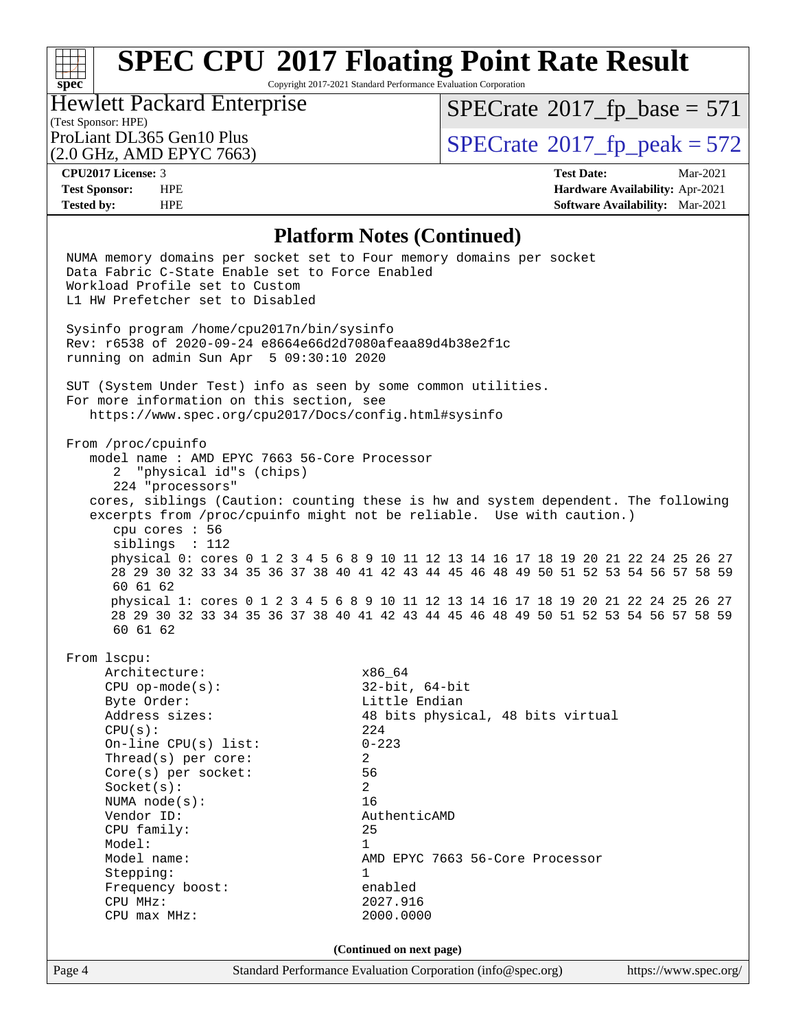## Platform Notes (Continued)

```
NUMA memory domains per socket set to Four memory domains per socket
Data Fabric C-State Enable set to Force Enabled
Workload Profile set to Custom
L1 HW Prefetcher set to Disabled

Sysinfo program /home/cpu2017n/bin/sysinfo
Rev: r6538 of 2020-09-24 e8664e66d2d7080afeaa89d4b38e2f1c
running on admin Sun Apr  5 09:30:10 2020

SUT (System Under Test) info as seen by some common utilities.
For more information on this section, see
   https://www.spec.org/cpu2017/Docs/config.html#sysinfo

From /proc/cpuinfo
   model name : AMD EPYC 7663 56-Core Processor
      2  "physical id"s (chips)
      224 "processors"
   cores, siblings (Caution: counting these is hw and system dependent. The following
   excerpts from /proc/cpuinfo might not be reliable.  Use with caution.)
      cpu cores : 56
      siblings  : 112
      physical 0: cores 0 1 2 3 4 5 6 8 9 10 11 12 13 14 16 17 18 19 20 21 22 24 25 26 27
      28 29 30 32 33 34 35 36 37 38 40 41 42 43 44 45 46 48 49 50 51 52 53 54 56 57 58 59
      60 61 62
      physical 1: cores 0 1 2 3 4 5 6 8 9 10 11 12 13 14 16 17 18 19 20 21 22 24 25 26 27
      28 29 30 32 33 34 35 36 37 38 40 41 42 43 44 45 46 48 49 50 51 52 53 54 56 57 58 59
      60 61 62

From lscpu:
     Architecture:                    x86_64
     CPU op-mode(s):                  32-bit, 64-bit
     Byte Order:                      Little Endian
     Address sizes:                   48 bits physical, 48 bits virtual
     CPU(s):                          224
     On-line CPU(s) list:             0-223
     Thread(s) per core:              2
     Core(s) per socket:              56
     Socket(s):                       2
     NUMA node(s):                    16
     Vendor ID:                       AuthenticAMD
     CPU family:                      25
     Model:                           1
     Model name:                      AMD EPYC 7663 56-Core Processor
     Stepping:                        1
     Frequency boost:                 enabled
     CPU MHz:                         2027.916
     CPU max MHz:                     2000.0000
```

(Continued on next page)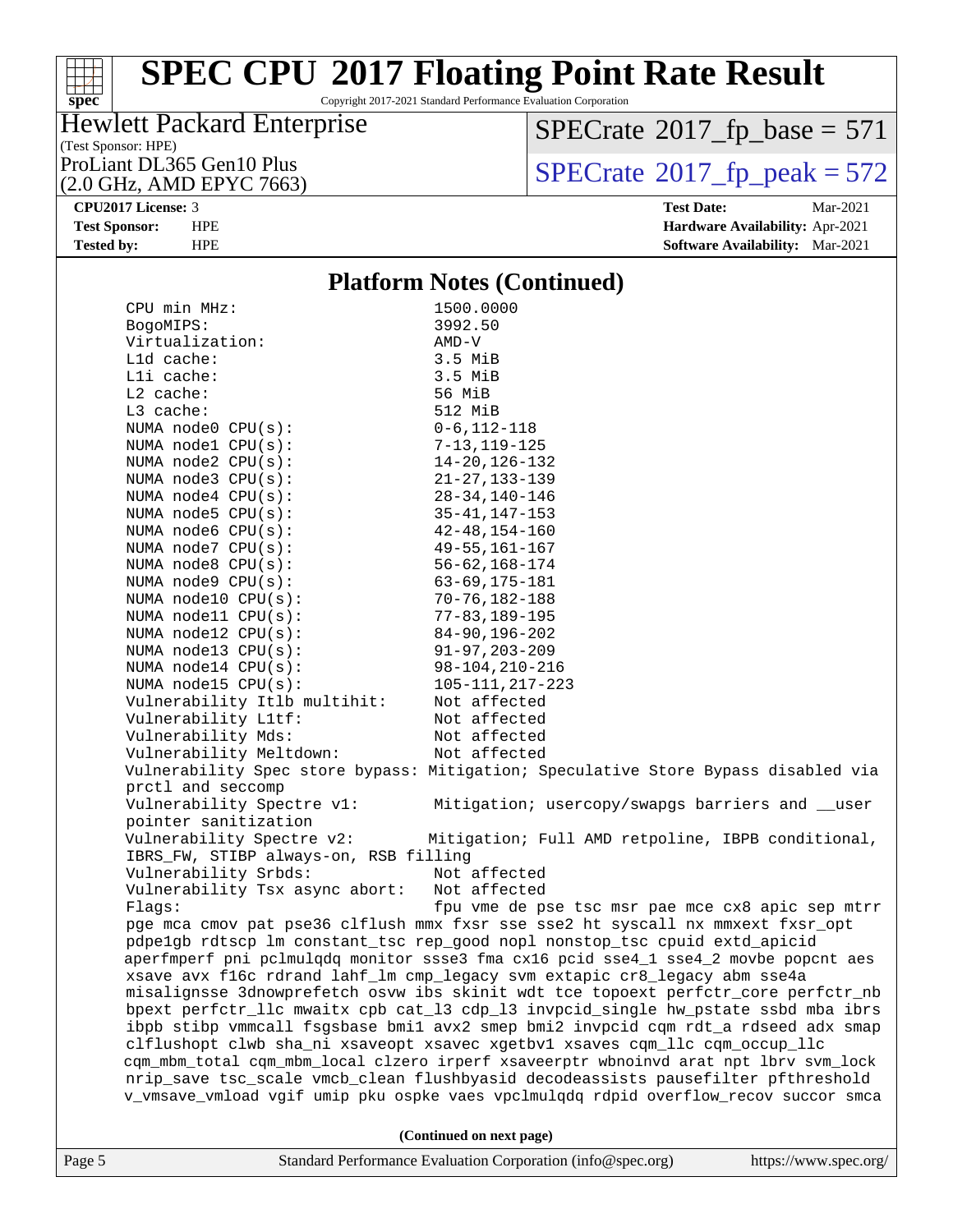## Platform Notes (Continued)

```
CPU min MHz:                     1500.0000
BogoMIPS:                        3992.50
Virtualization:                  AMD-V
L1d cache:                       3.5 MiB
L1i cache:                       3.5 MiB
L2 cache:                        56 MiB
L3 cache:                        512 MiB
NUMA node0 CPU(s):               0-6,112-118
NUMA node1 CPU(s):               7-13,119-125
NUMA node2 CPU(s):               14-20,126-132
NUMA node3 CPU(s):               21-27,133-139
NUMA node4 CPU(s):               28-34,140-146
NUMA node5 CPU(s):               35-41,147-153
NUMA node6 CPU(s):               42-48,154-160
NUMA node7 CPU(s):               49-55,161-167
NUMA node8 CPU(s):               56-62,168-174
NUMA node9 CPU(s):               63-69,175-181
NUMA node10 CPU(s):              70-76,182-188
NUMA node11 CPU(s):              77-83,189-195
NUMA node12 CPU(s):              84-90,196-202
NUMA node13 CPU(s):              91-97,203-209
NUMA node14 CPU(s):              98-104,210-216
NUMA node15 CPU(s):              105-111,217-223
Vulnerability Itlb multihit:     Not affected
Vulnerability L1tf:              Not affected
Vulnerability Mds:               Not affected
Vulnerability Meltdown:          Not affected
Vulnerability Spec store bypass: Mitigation; Speculative Store Bypass disabled via
prctl and seccomp
Vulnerability Spectre v1:        Mitigation; usercopy/swapgs barriers and __user
pointer sanitization
Vulnerability Spectre v2:       Mitigation; Full AMD retpoline, IBPB conditional,
IBRS_FW, STIBP always-on, RSB filling
Vulnerability Srbds:             Not affected
Vulnerability Tsx async abort:   Not affected
Flags:                           fpu vme de pse tsc msr pae mce cx8 apic sep mtrr
pge mca cmov pat pse36 clflush mmx fxsr sse sse2 ht syscall nx mmxext fxsr_opt
pdpe1gb rdtscp lm constant_tsc rep_good nopl nonstop_tsc cpuid extd_apicid
aperfmperf pni pclmulqdq monitor ssse3 fma cx16 pcid sse4_1 sse4_2 movbe popcnt aes
xsave avx f16c rdrand lahf_lm cmp_legacy svm extapic cr8_legacy abm sse4a
misalignsse 3dnowprefetch osvw ibs skinit wdt tce topoext perfctr_core perfctr_nb
bpext perfctr_llc mwaitx cpb cat_l3 cdp_l3 invpcid_single hw_pstate ssbd mba ibrs
ibpb stibp vmmcall fsgsbase bmi1 avx2 smep bmi2 invpcid cqm rdt_a rdseed adx smap
clflushopt clwb sha_ni xsaveopt xsavec xgetbv1 xsaves cqm_llc cqm_occup_llc
cqm_mbm_total cqm_mbm_local clzero irperf xsaveerptr wbnoinvd arat npt lbrv svm_lock
nrip_save tsc_scale vmcb_clean flushbyasid decodeassists pausefilter pfthreshold
v_vmsave_vmload vgif umip pku ospke vaes vpclmulqdq rdpid overflow_recov succor smca
```

**(Continued on next page)**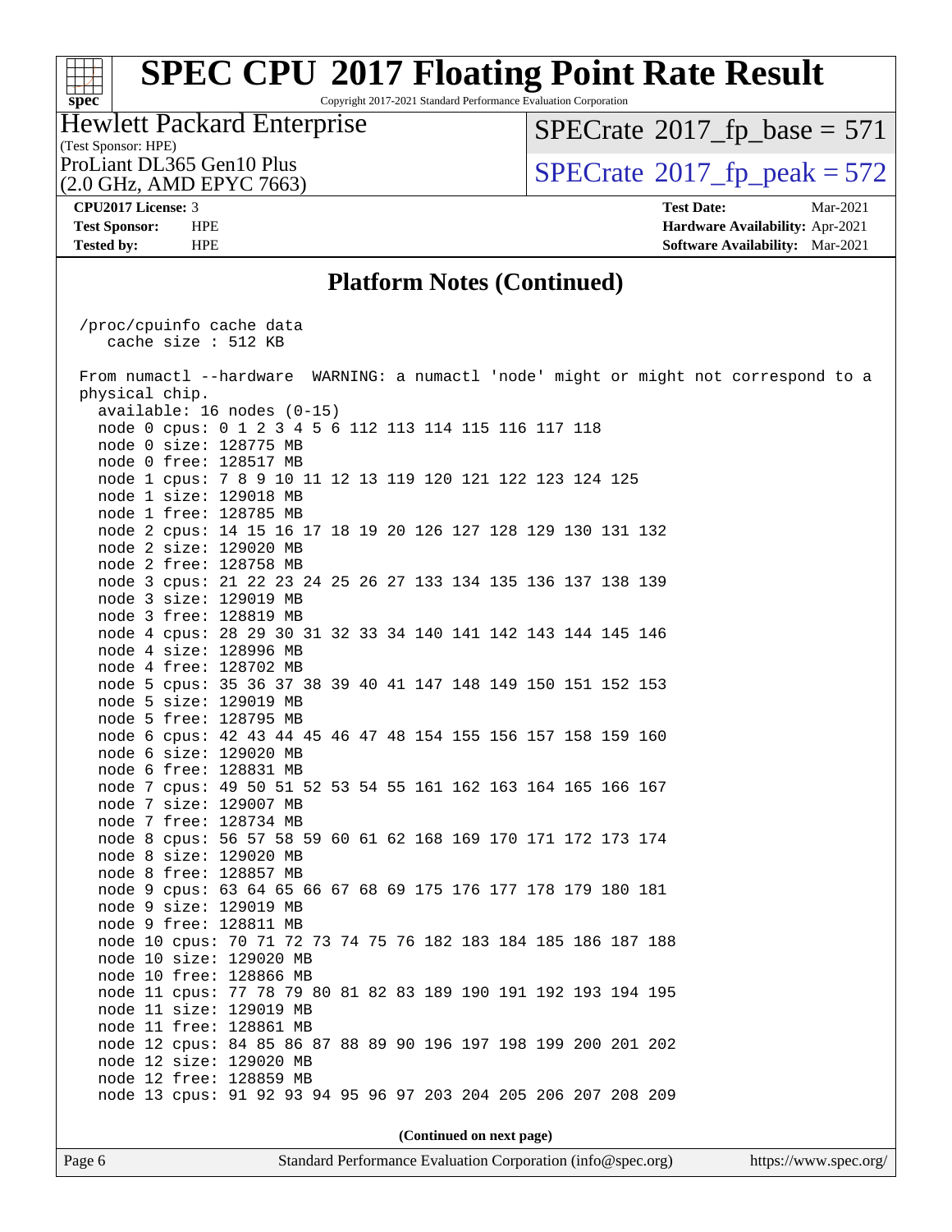## Platform Notes (Continued)

```
/proc/cpuinfo cache data
   cache size : 512 KB

From numactl --hardware  WARNING: a numactl 'node' might or might not correspond to a
physical chip.
  available: 16 nodes (0-15)
  node 0 cpus: 0 1 2 3 4 5 6 112 113 114 115 116 117 118
  node 0 size: 128775 MB
  node 0 free: 128517 MB
  node 1 cpus: 7 8 9 10 11 12 13 119 120 121 122 123 124 125
  node 1 size: 129018 MB
  node 1 free: 128785 MB
  node 2 cpus: 14 15 16 17 18 19 20 126 127 128 129 130 131 132
  node 2 size: 129020 MB
  node 2 free: 128758 MB
  node 3 cpus: 21 22 23 24 25 26 27 133 134 135 136 137 138 139
  node 3 size: 129019 MB
  node 3 free: 128819 MB
  node 4 cpus: 28 29 30 31 32 33 34 140 141 142 143 144 145 146
  node 4 size: 128996 MB
  node 4 free: 128702 MB
  node 5 cpus: 35 36 37 38 39 40 41 147 148 149 150 151 152 153
  node 5 size: 129019 MB
  node 5 free: 128795 MB
  node 6 cpus: 42 43 44 45 46 47 48 154 155 156 157 158 159 160
  node 6 size: 129020 MB
  node 6 free: 128831 MB
  node 7 cpus: 49 50 51 52 53 54 55 161 162 163 164 165 166 167
  node 7 size: 129007 MB
  node 7 free: 128734 MB
  node 8 cpus: 56 57 58 59 60 61 62 168 169 170 171 172 173 174
  node 8 size: 129020 MB
  node 8 free: 128857 MB
  node 9 cpus: 63 64 65 66 67 68 69 175 176 177 178 179 180 181
  node 9 size: 129019 MB
  node 9 free: 128811 MB
  node 10 cpus: 70 71 72 73 74 75 76 182 183 184 185 186 187 188
  node 10 size: 129020 MB
  node 10 free: 128866 MB
  node 11 cpus: 77 78 79 80 81 82 83 189 190 191 192 193 194 195
  node 11 size: 129019 MB
  node 11 free: 128861 MB
  node 12 cpus: 84 85 86 87 88 89 90 196 197 198 199 200 201 202
  node 12 size: 129020 MB
  node 12 free: 128859 MB
  node 13 cpus: 91 92 93 94 95 96 97 203 204 205 206 207 208 209
```

(Continued on next page)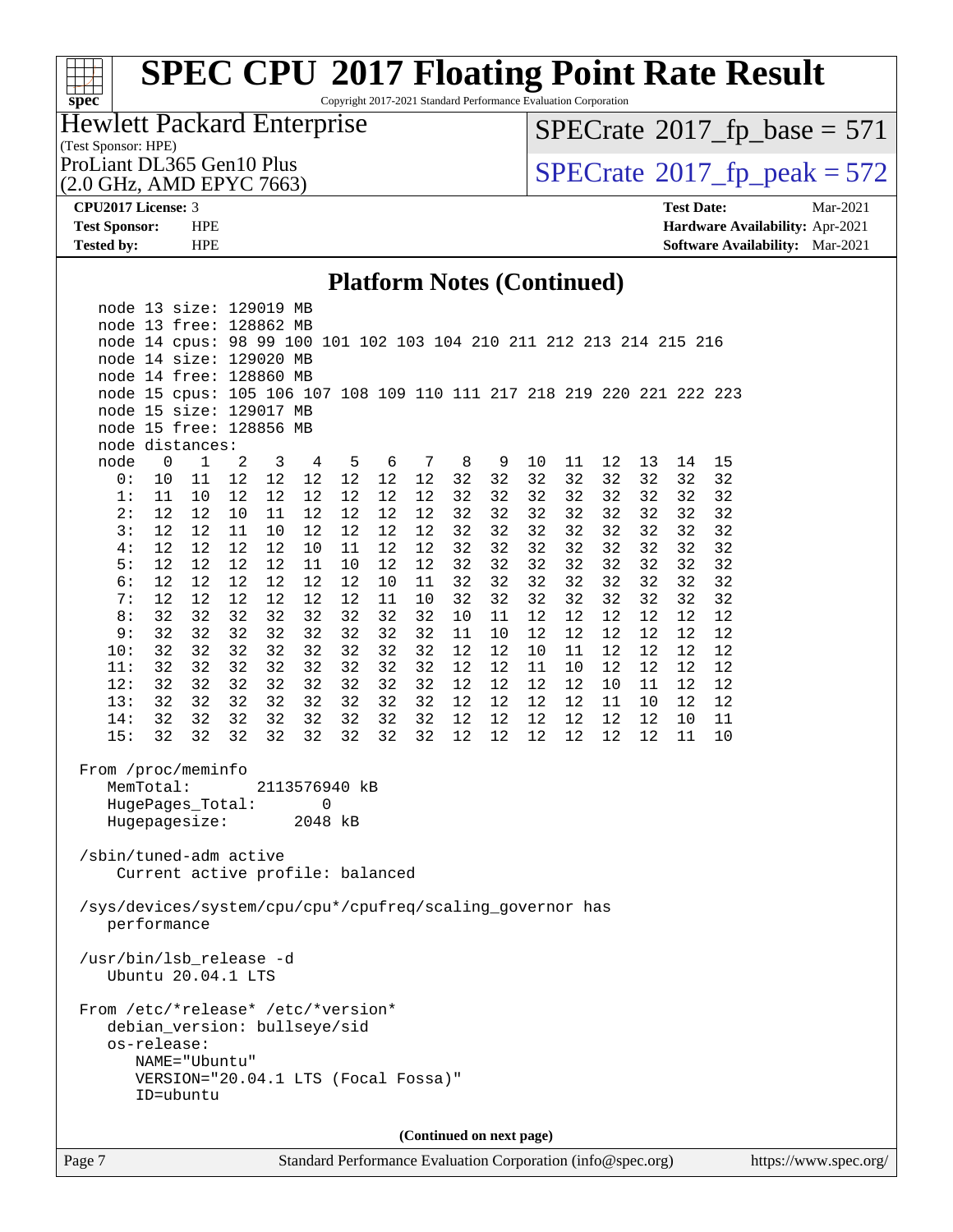# SPEC CPU 2017 Floating Point Rate Result

Copyright 2017-2021 Standard Performance Evaluation Corporation

**Hewlett Packard Enterprise**
(Test Sponsor: HPE)
ProLiant DL365 Gen10 Plus
(2.0 GHz, AMD EPYC 7663)

SPECrate 2017_fp_base = 571
SPECrate 2017_fp_peak = 572

**CPU2017 License:** 3
**Test Sponsor:** HPE
**Tested by:** HPE

**Test Date:** Mar-2021
**Hardware Availability:** Apr-2021
**Software Availability:** Mar-2021

## Platform Notes (Continued)

```
    node 13 size: 129019 MB
    node 13 free: 128862 MB
    node 14 cpus: 98 99 100 101 102 103 104 210 211 212 213 214 215 216
    node 14 size: 129020 MB
    node 14 free: 128860 MB
    node 15 cpus: 105 106 107 108 109 110 111 217 218 219 220 221 222 223
    node 15 size: 129017 MB
    node 15 free: 128856 MB
    node distances:
    node   0   1   2   3   4   5   6   7   8   9  10  11  12  13  14  15
      0:  10  11  12  12  12  12  12  12  32  32  32  32  32  32  32  32
      1:  11  10  12  12  12  12  12  12  32  32  32  32  32  32  32  32
      2:  12  12  10  11  12  12  12  12  32  32  32  32  32  32  32  32
      3:  12  12  11  10  12  12  12  12  32  32  32  32  32  32  32  32
      4:  12  12  12  12  10  11  12  12  32  32  32  32  32  32  32  32
      5:  12  12  12  12  11  10  12  12  32  32  32  32  32  32  32  32
      6:  12  12  12  12  12  12  10  11  32  32  32  32  32  32  32  32
      7:  12  12  12  12  12  12  11  10  32  32  32  32  32  32  32  32
      8:  32  32  32  32  32  32  32  32  10  11  12  12  12  12  12  12
      9:  32  32  32  32  32  32  32  32  11  10  12  12  12  12  12  12
     10:  32  32  32  32  32  32  32  32  12  12  10  11  12  12  12  12
     11:  32  32  32  32  32  32  32  32  12  12  11  10  12  12  12  12
     12:  32  32  32  32  32  32  32  32  12  12  12  12  10  11  12  12
     13:  32  32  32  32  32  32  32  32  12  12  12  12  11  10  12  12
     14:  32  32  32  32  32  32  32  32  12  12  12  12  12  12  10  11
     15:  32  32  32  32  32  32  32  32  12  12  12  12  12  12  11  10

 From /proc/meminfo
    MemTotal:       2113576940 kB
    HugePages_Total:       0
    Hugepagesize:       2048 kB

 /sbin/tuned-adm active
     Current active profile: balanced

 /sys/devices/system/cpu/cpu*/cpufreq/scaling_governor has
    performance

 /usr/bin/lsb_release -d
    Ubuntu 20.04.1 LTS

 From /etc/*release* /etc/*version*
    debian_version: bullseye/sid
    os-release:
       NAME="Ubuntu"
       VERSION="20.04.1 LTS (Focal Fossa)"
       ID=ubuntu
```

(Continued on next page)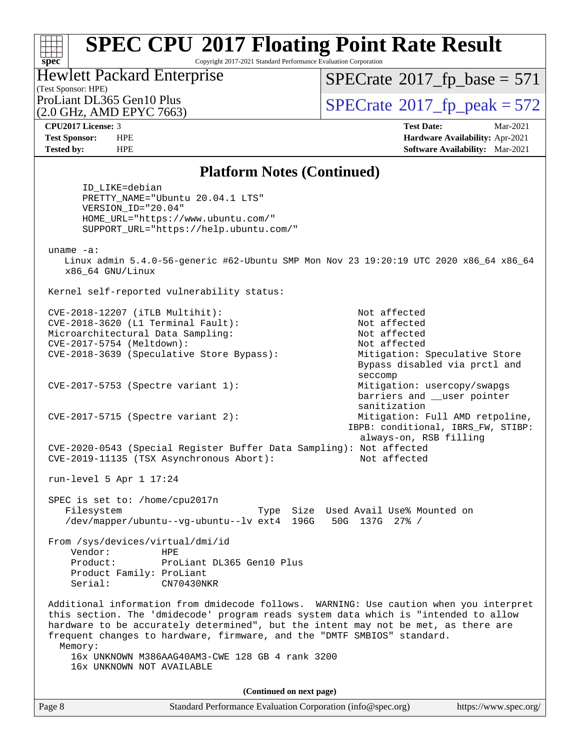## Platform Notes (Continued)

```
      ID_LIKE=debian
      PRETTY_NAME="Ubuntu 20.04.1 LTS"
      VERSION_ID="20.04"
      HOME_URL="https://www.ubuntu.com/"
      SUPPORT_URL="https://help.ubuntu.com/"

 uname -a:
    Linux admin 5.4.0-56-generic #62-Ubuntu SMP Mon Nov 23 19:20:19 UTC 2020 x86_64 x86_64
    x86_64 GNU/Linux

 Kernel self-reported vulnerability status:

 CVE-2018-12207 (iTLB Multihit):                          Not affected
 CVE-2018-3620 (L1 Terminal Fault):                       Not affected
 Microarchitectural Data Sampling:                        Not affected
 CVE-2017-5754 (Meltdown):                                Not affected
 CVE-2018-3639 (Speculative Store Bypass):                Mitigation: Speculative Store
                                                          Bypass disabled via prctl and
                                                          seccomp
 CVE-2017-5753 (Spectre variant 1):                       Mitigation: usercopy/swapgs
                                                          barriers and __user pointer
                                                          sanitization
 CVE-2017-5715 (Spectre variant 2):                       Mitigation: Full AMD retpoline,
                                                         IBPB: conditional, IBRS_FW, STIBP:
                                                          always-on, RSB filling
 CVE-2020-0543 (Special Register Buffer Data Sampling): Not affected
 CVE-2019-11135 (TSX Asynchronous Abort):                 Not affected

 run-level 5 Apr 1 17:24

 SPEC is set to: /home/cpu2017n
    Filesystem                        Type  Size  Used Avail Use% Mounted on
    /dev/mapper/ubuntu--vg-ubuntu--lv ext4  196G   50G  137G  27% /

 From /sys/devices/virtual/dmi/id
     Vendor:         HPE
     Product:        ProLiant DL365 Gen10 Plus
     Product Family: ProLiant
     Serial:         CN70430NKR

 Additional information from dmidecode follows.  WARNING: Use caution when you interpret
 this section. The 'dmidecode' program reads system data which is "intended to allow
 hardware to be accurately determined", but the intent may not be met, as there are
 frequent changes to hardware, firmware, and the "DMTF SMBIOS" standard.
   Memory:
     16x UNKNOWN M386AAG40AM3-CWE 128 GB 4 rank 3200
     16x UNKNOWN NOT AVAILABLE
```

(Continued on next page)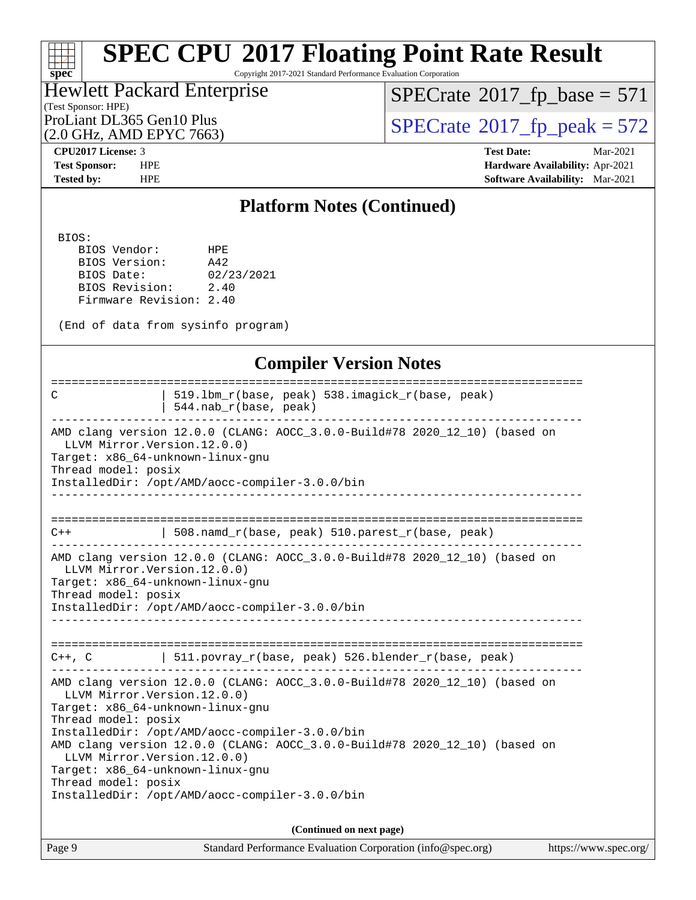## Platform Notes (Continued)

```
 BIOS:
    BIOS Vendor:       HPE
    BIOS Version:      A42
    BIOS Date:         02/23/2021
    BIOS Revision:     2.40
    Firmware Revision: 2.40

 (End of data from sysinfo program)
```

## Compiler Version Notes

```
==============================================================================
C               | 519.lbm_r(base, peak) 538.imagick_r(base, peak)
                | 544.nab_r(base, peak)
------------------------------------------------------------------------------
AMD clang version 12.0.0 (CLANG: AOCC_3.0.0-Build#78 2020_12_10) (based on
  LLVM Mirror.Version.12.0.0)
Target: x86_64-unknown-linux-gnu
Thread model: posix
InstalledDir: /opt/AMD/aocc-compiler-3.0.0/bin
------------------------------------------------------------------------------

==============================================================================
C++             | 508.namd_r(base, peak) 510.parest_r(base, peak)
------------------------------------------------------------------------------
AMD clang version 12.0.0 (CLANG: AOCC_3.0.0-Build#78 2020_12_10) (based on
  LLVM Mirror.Version.12.0.0)
Target: x86_64-unknown-linux-gnu
Thread model: posix
InstalledDir: /opt/AMD/aocc-compiler-3.0.0/bin
------------------------------------------------------------------------------

==============================================================================
C++, C          | 511.povray_r(base, peak) 526.blender_r(base, peak)
------------------------------------------------------------------------------
AMD clang version 12.0.0 (CLANG: AOCC_3.0.0-Build#78 2020_12_10) (based on
  LLVM Mirror.Version.12.0.0)
Target: x86_64-unknown-linux-gnu
Thread model: posix
InstalledDir: /opt/AMD/aocc-compiler-3.0.0/bin
AMD clang version 12.0.0 (CLANG: AOCC_3.0.0-Build#78 2020_12_10) (based on
  LLVM Mirror.Version.12.0.0)
Target: x86_64-unknown-linux-gnu
Thread model: posix
InstalledDir: /opt/AMD/aocc-compiler-3.0.0/bin
```

(Continued on next page)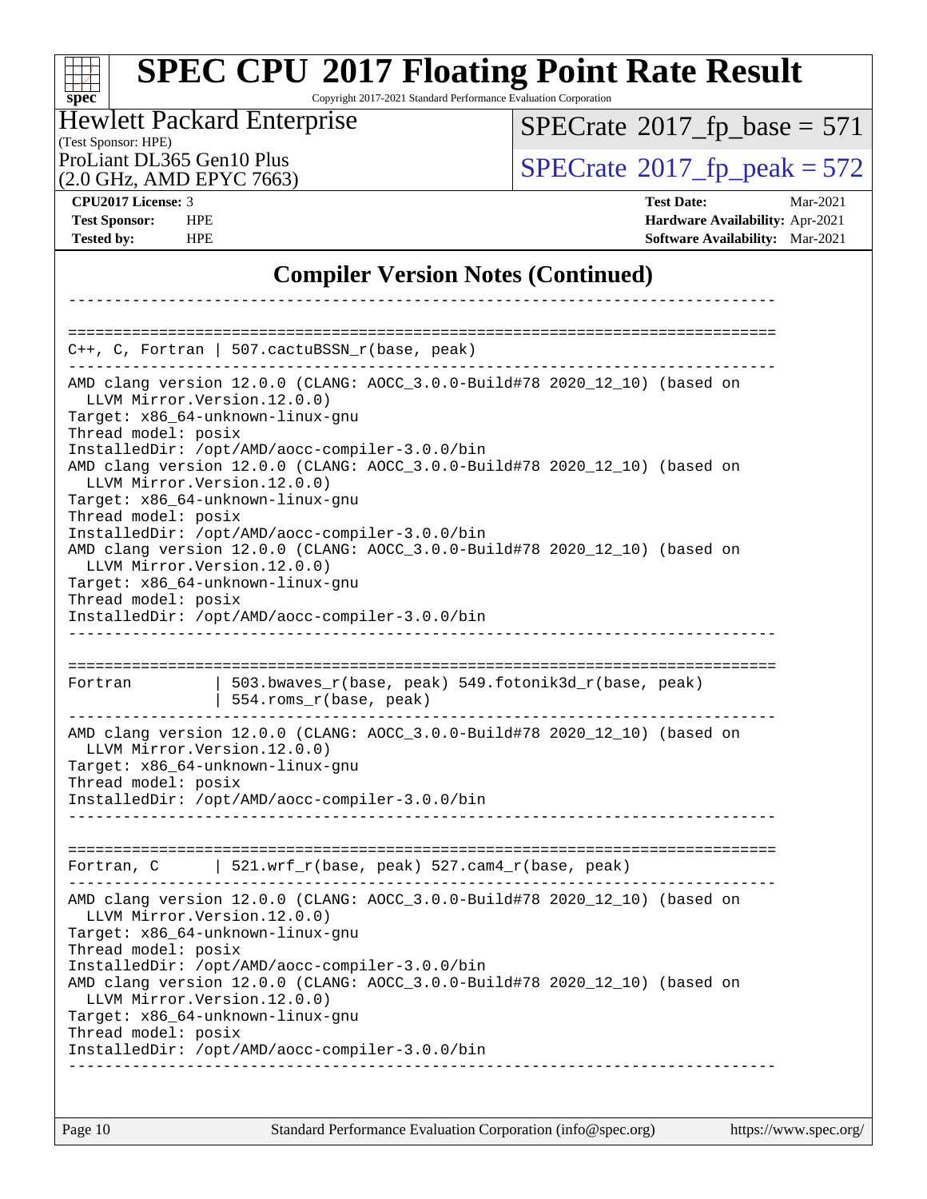## Compiler Version Notes (Continued)

```
------------------------------------------------------------------------------

==============================================================================
C++, C, Fortran | 507.cactuBSSN_r(base, peak)
------------------------------------------------------------------------------
AMD clang version 12.0.0 (CLANG: AOCC_3.0.0-Build#78 2020_12_10) (based on
  LLVM Mirror.Version.12.0.0)
Target: x86_64-unknown-linux-gnu
Thread model: posix
InstalledDir: /opt/AMD/aocc-compiler-3.0.0/bin
AMD clang version 12.0.0 (CLANG: AOCC_3.0.0-Build#78 2020_12_10) (based on
  LLVM Mirror.Version.12.0.0)
Target: x86_64-unknown-linux-gnu
Thread model: posix
InstalledDir: /opt/AMD/aocc-compiler-3.0.0/bin
AMD clang version 12.0.0 (CLANG: AOCC_3.0.0-Build#78 2020_12_10) (based on
  LLVM Mirror.Version.12.0.0)
Target: x86_64-unknown-linux-gnu
Thread model: posix
InstalledDir: /opt/AMD/aocc-compiler-3.0.0/bin
------------------------------------------------------------------------------

==============================================================================
Fortran         | 503.bwaves_r(base, peak) 549.fotonik3d_r(base, peak)
                | 554.roms_r(base, peak)
------------------------------------------------------------------------------
AMD clang version 12.0.0 (CLANG: AOCC_3.0.0-Build#78 2020_12_10) (based on
  LLVM Mirror.Version.12.0.0)
Target: x86_64-unknown-linux-gnu
Thread model: posix
InstalledDir: /opt/AMD/aocc-compiler-3.0.0/bin
------------------------------------------------------------------------------

==============================================================================
Fortran, C      | 521.wrf_r(base, peak) 527.cam4_r(base, peak)
------------------------------------------------------------------------------
AMD clang version 12.0.0 (CLANG: AOCC_3.0.0-Build#78 2020_12_10) (based on
  LLVM Mirror.Version.12.0.0)
Target: x86_64-unknown-linux-gnu
Thread model: posix
InstalledDir: /opt/AMD/aocc-compiler-3.0.0/bin
AMD clang version 12.0.0 (CLANG: AOCC_3.0.0-Build#78 2020_12_10) (based on
  LLVM Mirror.Version.12.0.0)
Target: x86_64-unknown-linux-gnu
Thread model: posix
InstalledDir: /opt/AMD/aocc-compiler-3.0.0/bin
------------------------------------------------------------------------------
```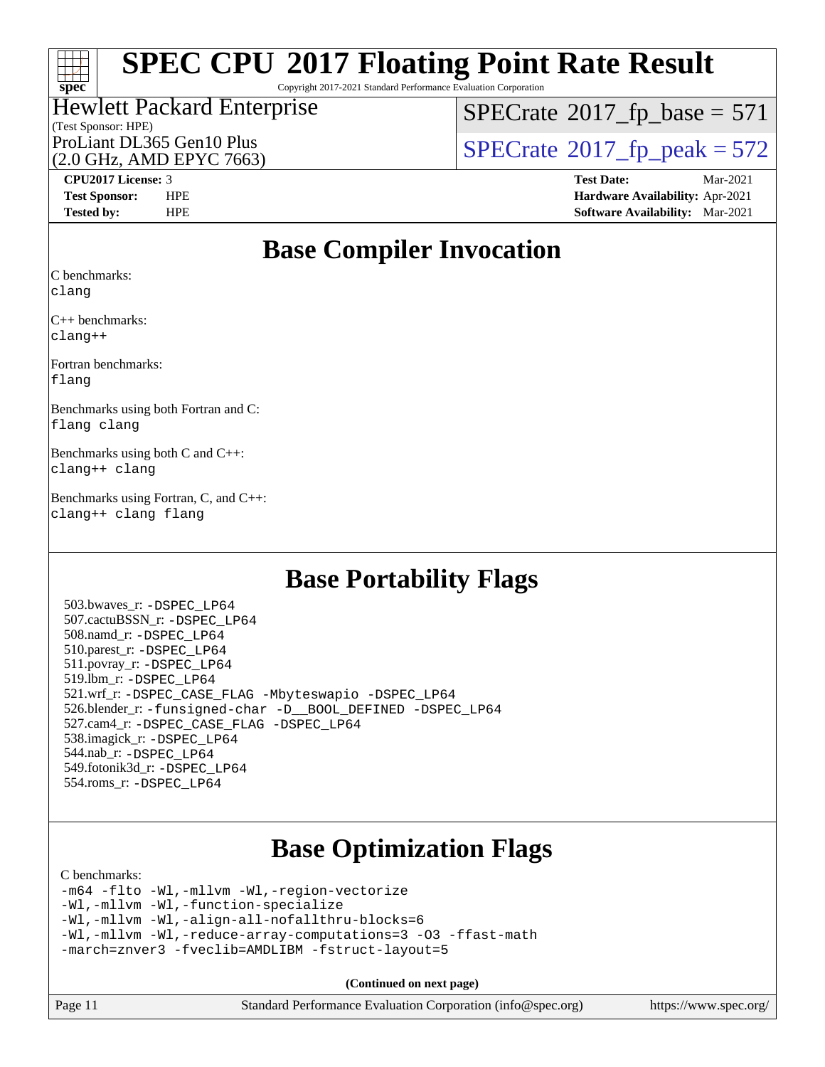# SPEC CPU 2017 Floating Point Rate Result

Copyright 2017-2021 Standard Performance Evaluation Corporation

**Hewlett Packard Enterprise**
(Test Sponsor: HPE)
ProLiant DL365 Gen10 Plus
(2.0 GHz, AMD EPYC 7663)

SPECrate 2017_fp_base = 571
SPECrate 2017_fp_peak = 572

**CPU2017 License:** 3
**Test Sponsor:** HPE
**Tested by:** HPE
**Test Date:** Mar-2021
**Hardware Availability:** Apr-2021
**Software Availability:** Mar-2021

## Base Compiler Invocation

C benchmarks:
```
clang
```

C++ benchmarks:
```
clang++
```

Fortran benchmarks:
```
flang
```

Benchmarks using both Fortran and C:
```
flang clang
```

Benchmarks using both C and C++:
```
clang++ clang
```

Benchmarks using Fortran, C, and C++:
```
clang++ clang flang
```

## Base Portability Flags

503.bwaves_r: `-DSPEC_LP64`
507.cactuBSSN_r: `-DSPEC_LP64`
508.namd_r: `-DSPEC_LP64`
510.parest_r: `-DSPEC_LP64`
511.povray_r: `-DSPEC_LP64`
519.lbm_r: `-DSPEC_LP64`
521.wrf_r: `-DSPEC_CASE_FLAG -Mbyteswapio -DSPEC_LP64`
526.blender_r: `-funsigned-char -D__BOOL_DEFINED -DSPEC_LP64`
527.cam4_r: `-DSPEC_CASE_FLAG -DSPEC_LP64`
538.imagick_r: `-DSPEC_LP64`
544.nab_r: `-DSPEC_LP64`
549.fotonik3d_r: `-DSPEC_LP64`
554.roms_r: `-DSPEC_LP64`

## Base Optimization Flags

C benchmarks:
```
-m64 -flto -Wl,-mllvm -Wl,-region-vectorize
-Wl,-mllvm -Wl,-function-specialize
-Wl,-mllvm -Wl,-align-all-nofallthru-blocks=6
-Wl,-mllvm -Wl,-reduce-array-computations=3 -O3 -ffast-math
-march=znver3 -fveclib=AMDLIBM -fstruct-layout=5
```

**(Continued on next page)**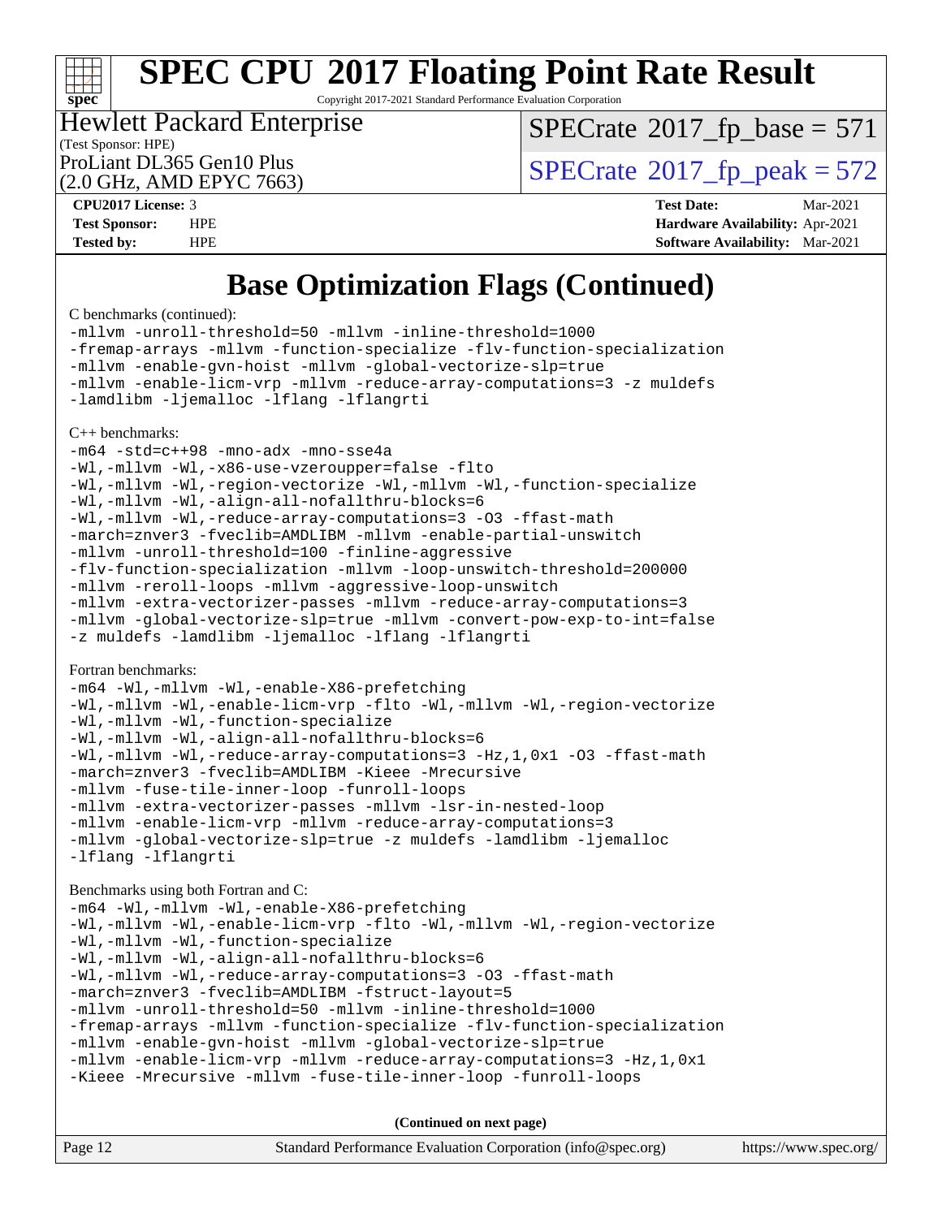# Base Optimization Flags (Continued)

C benchmarks (continued):

```
-mllvm -unroll-threshold=50 -mllvm -inline-threshold=1000
-fremap-arrays -mllvm -function-specialize -flv-function-specialization
-mllvm -enable-gvn-hoist -mllvm -global-vectorize-slp=true
-mllvm -enable-licm-vrp -mllvm -reduce-array-computations=3 -z muldefs
-lamdlibm -ljemalloc -lflang -lflangrti
```

C++ benchmarks:

```
-m64 -std=c++98 -mno-adx -mno-sse4a
-Wl,-mllvm -Wl,-x86-use-vzeroupper=false -flto
-Wl,-mllvm -Wl,-region-vectorize -Wl,-mllvm -Wl,-function-specialize
-Wl,-mllvm -Wl,-align-all-nofallthru-blocks=6
-Wl,-mllvm -Wl,-reduce-array-computations=3 -O3 -ffast-math
-march=znver3 -fveclib=AMDLIBM -mllvm -enable-partial-unswitch
-mllvm -unroll-threshold=100 -finline-aggressive
-flv-function-specialization -mllvm -loop-unswitch-threshold=200000
-mllvm -reroll-loops -mllvm -aggressive-loop-unswitch
-mllvm -extra-vectorizer-passes -mllvm -reduce-array-computations=3
-mllvm -global-vectorize-slp=true -mllvm -convert-pow-exp-to-int=false
-z muldefs -lamdlibm -ljemalloc -lflang -lflangrti
```

Fortran benchmarks:

```
-m64 -Wl,-mllvm -Wl,-enable-X86-prefetching
-Wl,-mllvm -Wl,-enable-licm-vrp -flto -Wl,-mllvm -Wl,-region-vectorize
-Wl,-mllvm -Wl,-function-specialize
-Wl,-mllvm -Wl,-align-all-nofallthru-blocks=6
-Wl,-mllvm -Wl,-reduce-array-computations=3 -Hz,1,0x1 -O3 -ffast-math
-march=znver3 -fveclib=AMDLIBM -Kieee -Mrecursive
-mllvm -fuse-tile-inner-loop -funroll-loops
-mllvm -extra-vectorizer-passes -mllvm -lsr-in-nested-loop
-mllvm -enable-licm-vrp -mllvm -reduce-array-computations=3
-mllvm -global-vectorize-slp=true -z muldefs -lamdlibm -ljemalloc
-lflang -lflangrti
```

Benchmarks using both Fortran and C:

```
-m64 -Wl,-mllvm -Wl,-enable-X86-prefetching
-Wl,-mllvm -Wl,-enable-licm-vrp -flto -Wl,-mllvm -Wl,-region-vectorize
-Wl,-mllvm -Wl,-function-specialize
-Wl,-mllvm -Wl,-align-all-nofallthru-blocks=6
-Wl,-mllvm -Wl,-reduce-array-computations=3 -O3 -ffast-math
-march=znver3 -fveclib=AMDLIBM -fstruct-layout=5
-mllvm -unroll-threshold=50 -mllvm -inline-threshold=1000
-fremap-arrays -mllvm -function-specialize -flv-function-specialization
-mllvm -enable-gvn-hoist -mllvm -global-vectorize-slp=true
-mllvm -enable-licm-vrp -mllvm -reduce-array-computations=3 -Hz,1,0x1
-Kieee -Mrecursive -mllvm -fuse-tile-inner-loop -funroll-loops
```

**(Continued on next page)**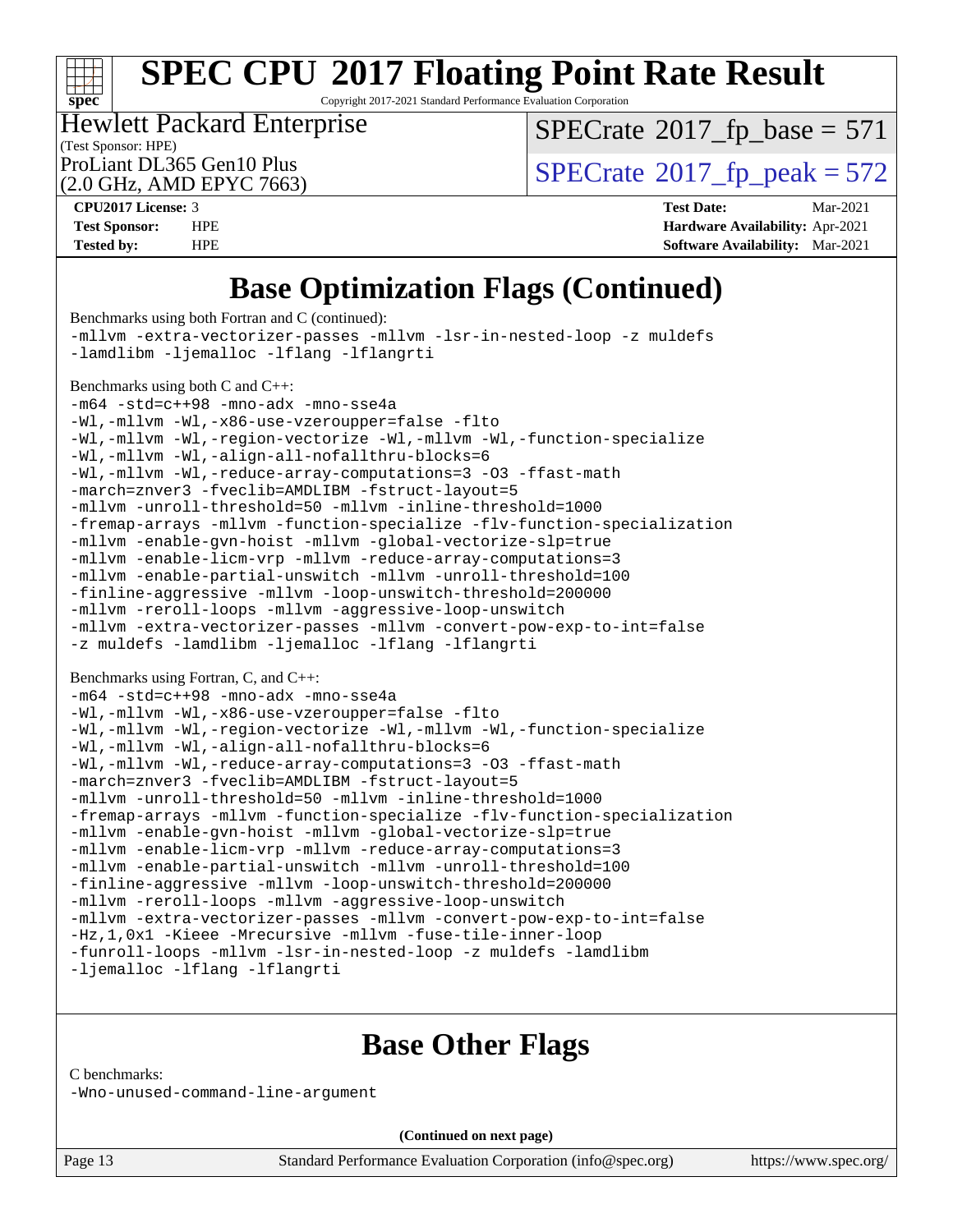# Base Optimization Flags (Continued)

Benchmarks using both Fortran and C (continued):

```
-mllvm -extra-vectorizer-passes -mllvm -lsr-in-nested-loop -z muldefs
-lamdlibm -ljemalloc -lflang -lflangrti
```

Benchmarks using both C and C++:

```
-m64 -std=c++98 -mno-adx -mno-sse4a
-Wl,-mllvm -Wl,-x86-use-vzeroupper=false -flto
-Wl,-mllvm -Wl,-region-vectorize -Wl,-mllvm -Wl,-function-specialize
-Wl,-mllvm -Wl,-align-all-nofallthru-blocks=6
-Wl,-mllvm -Wl,-reduce-array-computations=3 -O3 -ffast-math
-march=znver3 -fveclib=AMDLIBM -fstruct-layout=5
-mllvm -unroll-threshold=50 -mllvm -inline-threshold=1000
-fremap-arrays -mllvm -function-specialize -flv-function-specialization
-mllvm -enable-gvn-hoist -mllvm -global-vectorize-slp=true
-mllvm -enable-licm-vrp -mllvm -reduce-array-computations=3
-mllvm -enable-partial-unswitch -mllvm -unroll-threshold=100
-finline-aggressive -mllvm -loop-unswitch-threshold=200000
-mllvm -reroll-loops -mllvm -aggressive-loop-unswitch
-mllvm -extra-vectorizer-passes -mllvm -convert-pow-exp-to-int=false
-z muldefs -lamdlibm -ljemalloc -lflang -lflangrti
```

Benchmarks using Fortran, C, and C++:

```
-m64 -std=c++98 -mno-adx -mno-sse4a
-Wl,-mllvm -Wl,-x86-use-vzeroupper=false -flto
-Wl,-mllvm -Wl,-region-vectorize -Wl,-mllvm -Wl,-function-specialize
-Wl,-mllvm -Wl,-align-all-nofallthru-blocks=6
-Wl,-mllvm -Wl,-reduce-array-computations=3 -O3 -ffast-math
-march=znver3 -fveclib=AMDLIBM -fstruct-layout=5
-mllvm -unroll-threshold=50 -mllvm -inline-threshold=1000
-fremap-arrays -mllvm -function-specialize -flv-function-specialization
-mllvm -enable-gvn-hoist -mllvm -global-vectorize-slp=true
-mllvm -enable-licm-vrp -mllvm -reduce-array-computations=3
-mllvm -enable-partial-unswitch -mllvm -unroll-threshold=100
-finline-aggressive -mllvm -loop-unswitch-threshold=200000
-mllvm -reroll-loops -mllvm -aggressive-loop-unswitch
-mllvm -extra-vectorizer-passes -mllvm -convert-pow-exp-to-int=false
-Hz,1,0x1 -Kieee -Mrecursive -mllvm -fuse-tile-inner-loop
-funroll-loops -mllvm -lsr-in-nested-loop -z muldefs -lamdlibm
-ljemalloc -lflang -lflangrti
```

# Base Other Flags

C benchmarks:

```
-Wno-unused-command-line-argument
```

**(Continued on next page)**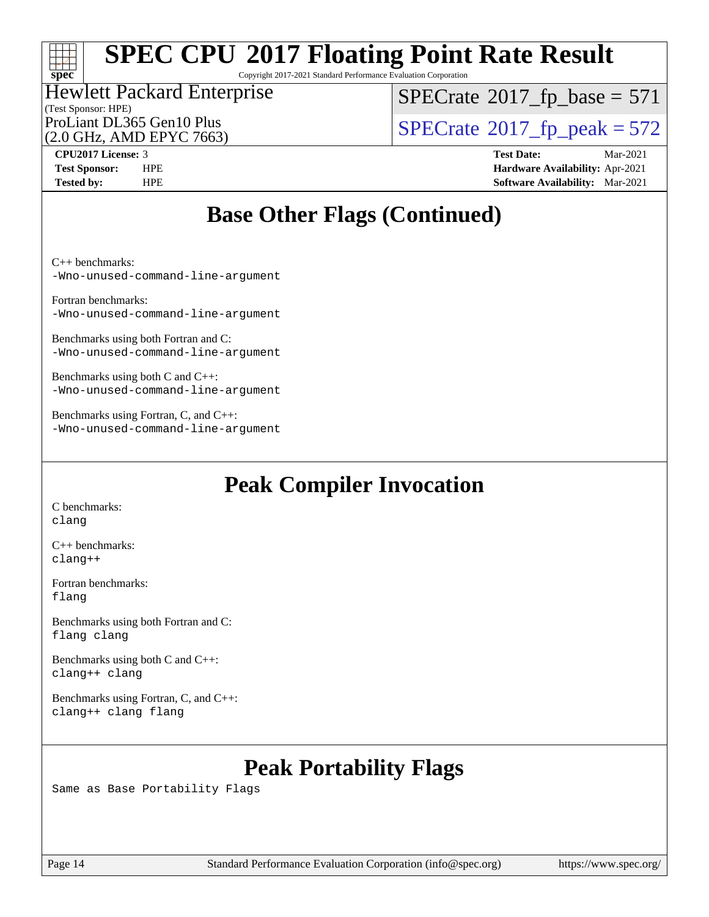# Base Other Flags (Continued)

C++ benchmarks:
`-Wno-unused-command-line-argument`

Fortran benchmarks:
`-Wno-unused-command-line-argument`

Benchmarks using both Fortran and C:
`-Wno-unused-command-line-argument`

Benchmarks using both C and C++:
`-Wno-unused-command-line-argument`

Benchmarks using Fortran, C, and C++:
`-Wno-unused-command-line-argument`

# Peak Compiler Invocation

C benchmarks:
`clang`

C++ benchmarks:
`clang++`

Fortran benchmarks:
`flang`

Benchmarks using both Fortran and C:
`flang clang`

Benchmarks using both C and C++:
`clang++ clang`

Benchmarks using Fortran, C, and C++:
`clang++ clang flang`

# Peak Portability Flags

Same as Base Portability Flags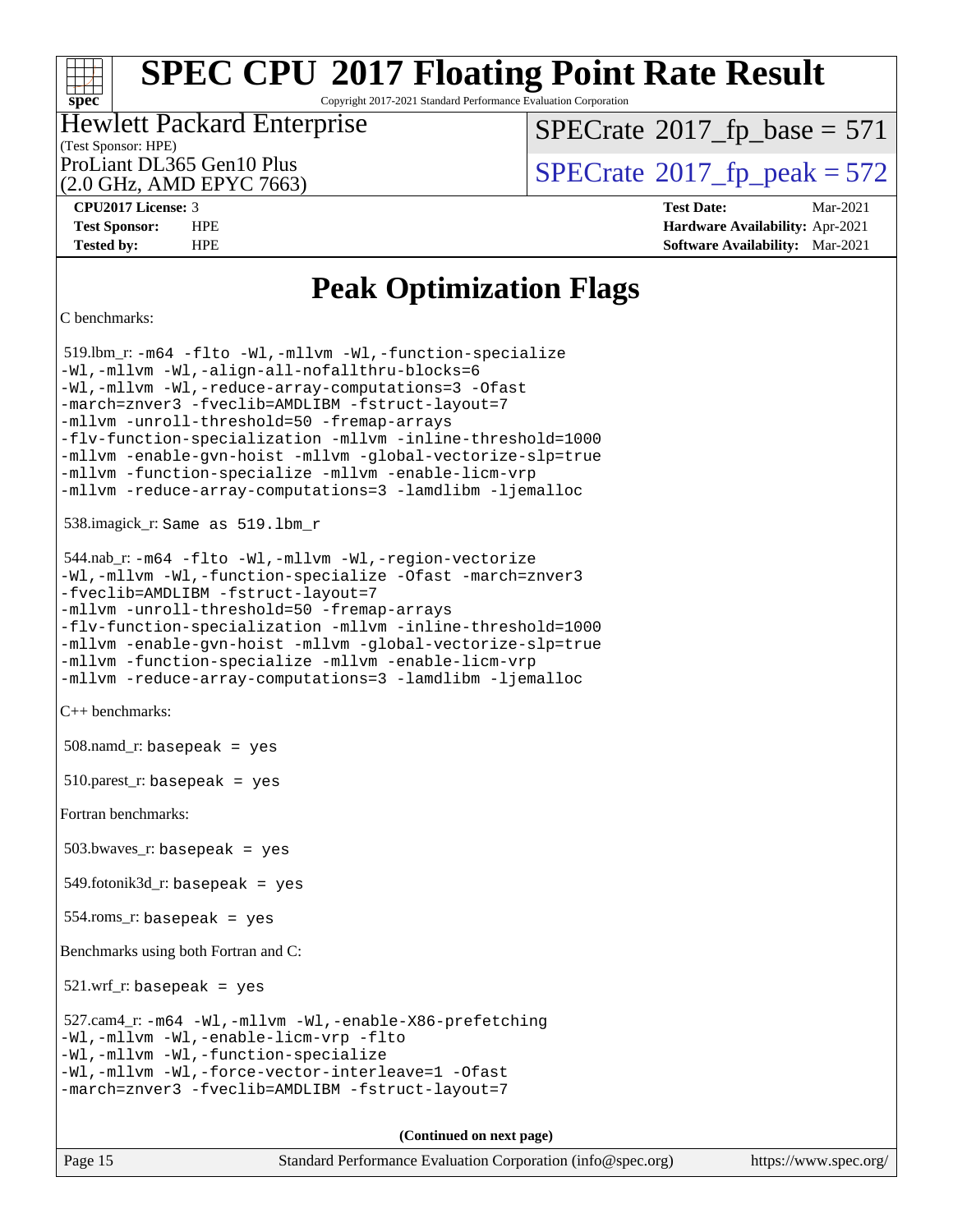# Peak Optimization Flags

C benchmarks:

519.lbm_r: -m64 -flto -Wl,-mllvm -Wl,-function-specialize -Wl,-mllvm -Wl,-align-all-nofallthru-blocks=6 -Wl,-mllvm -Wl,-reduce-array-computations=3 -Ofast -march=znver3 -fveclib=AMDLIBM -fstruct-layout=7 -mllvm -unroll-threshold=50 -fremap-arrays -flv-function-specialization -mllvm -inline-threshold=1000 -mllvm -enable-gvn-hoist -mllvm -global-vectorize-slp=true -mllvm -function-specialize -mllvm -enable-licm-vrp -mllvm -reduce-array-computations=3 -lamdlibm -ljemalloc

538.imagick_r: Same as 519.lbm_r

544.nab_r: -m64 -flto -Wl,-mllvm -Wl,-region-vectorize -Wl,-mllvm -Wl,-function-specialize -Ofast -march=znver3 -fveclib=AMDLIBM -fstruct-layout=7 -mllvm -unroll-threshold=50 -fremap-arrays -flv-function-specialization -mllvm -inline-threshold=1000 -mllvm -enable-gvn-hoist -mllvm -global-vectorize-slp=true -mllvm -function-specialize -mllvm -enable-licm-vrp -mllvm -reduce-array-computations=3 -lamdlibm -ljemalloc

C++ benchmarks:

508.namd_r: basepeak = yes

510.parest_r: basepeak = yes

Fortran benchmarks:

503.bwaves_r: basepeak = yes

549.fotonik3d_r: basepeak = yes

554.roms_r: basepeak = yes

Benchmarks using both Fortran and C:

521.wrf_r: basepeak = yes

527.cam4_r: -m64 -Wl,-mllvm -Wl,-enable-X86-prefetching -Wl,-mllvm -Wl,-enable-licm-vrp -flto -Wl,-mllvm -Wl,-function-specialize -Wl,-mllvm -Wl,-force-vector-interleave=1 -Ofast -march=znver3 -fveclib=AMDLIBM -fstruct-layout=7

**(Continued on next page)**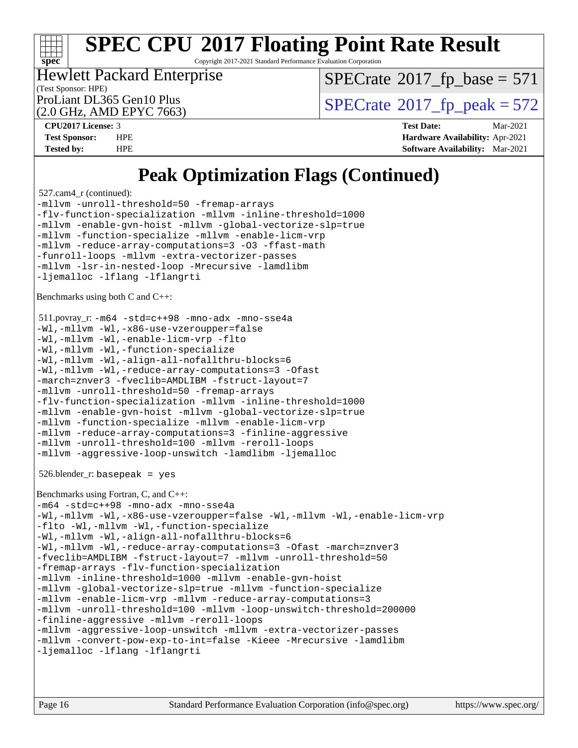# Peak Optimization Flags (Continued)

527.cam4_r (continued):

```
-mllvm -unroll-threshold=50 -fremap-arrays
-flv-function-specialization -mllvm -inline-threshold=1000
-mllvm -enable-gvn-hoist -mllvm -global-vectorize-slp=true
-mllvm -function-specialize -mllvm -enable-licm-vrp
-mllvm -reduce-array-computations=3 -O3 -ffast-math
-funroll-loops -mllvm -extra-vectorizer-passes
-mllvm -lsr-in-nested-loop -Mrecursive -lamdlibm
-ljemalloc -lflang -lflangrti
```

Benchmarks using both C and C++:

511.povray_r:

```
-m64 -std=c++98 -mno-adx -mno-sse4a
-Wl,-mllvm -Wl,-x86-use-vzeroupper=false
-Wl,-mllvm -Wl,-enable-licm-vrp -flto
-Wl,-mllvm -Wl,-function-specialize
-Wl,-mllvm -Wl,-align-all-nofallthru-blocks=6
-Wl,-mllvm -Wl,-reduce-array-computations=3 -Ofast
-march=znver3 -fveclib=AMDLIBM -fstruct-layout=7
-mllvm -unroll-threshold=50 -fremap-arrays
-flv-function-specialization -mllvm -inline-threshold=1000
-mllvm -enable-gvn-hoist -mllvm -global-vectorize-slp=true
-mllvm -function-specialize -mllvm -enable-licm-vrp
-mllvm -reduce-array-computations=3 -finline-aggressive
-mllvm -unroll-threshold=100 -mllvm -reroll-loops
-mllvm -aggressive-loop-unswitch -lamdlibm -ljemalloc
```

526.blender_r: `basepeak = yes`

Benchmarks using Fortran, C, and C++:

```
-m64 -std=c++98 -mno-adx -mno-sse4a
-Wl,-mllvm -Wl,-x86-use-vzeroupper=false -Wl,-mllvm -Wl,-enable-licm-vrp
-flto -Wl,-mllvm -Wl,-function-specialize
-Wl,-mllvm -Wl,-align-all-nofallthru-blocks=6
-Wl,-mllvm -Wl,-reduce-array-computations=3 -Ofast -march=znver3
-fveclib=AMDLIBM -fstruct-layout=7 -mllvm -unroll-threshold=50
-fremap-arrays -flv-function-specialization
-mllvm -inline-threshold=1000 -mllvm -enable-gvn-hoist
-mllvm -global-vectorize-slp=true -mllvm -function-specialize
-mllvm -enable-licm-vrp -mllvm -reduce-array-computations=3
-mllvm -unroll-threshold=100 -mllvm -loop-unswitch-threshold=200000
-finline-aggressive -mllvm -reroll-loops
-mllvm -aggressive-loop-unswitch -mllvm -extra-vectorizer-passes
-mllvm -convert-pow-exp-to-int=false -Kieee -Mrecursive -lamdlibm
-ljemalloc -lflang -lflangrti
```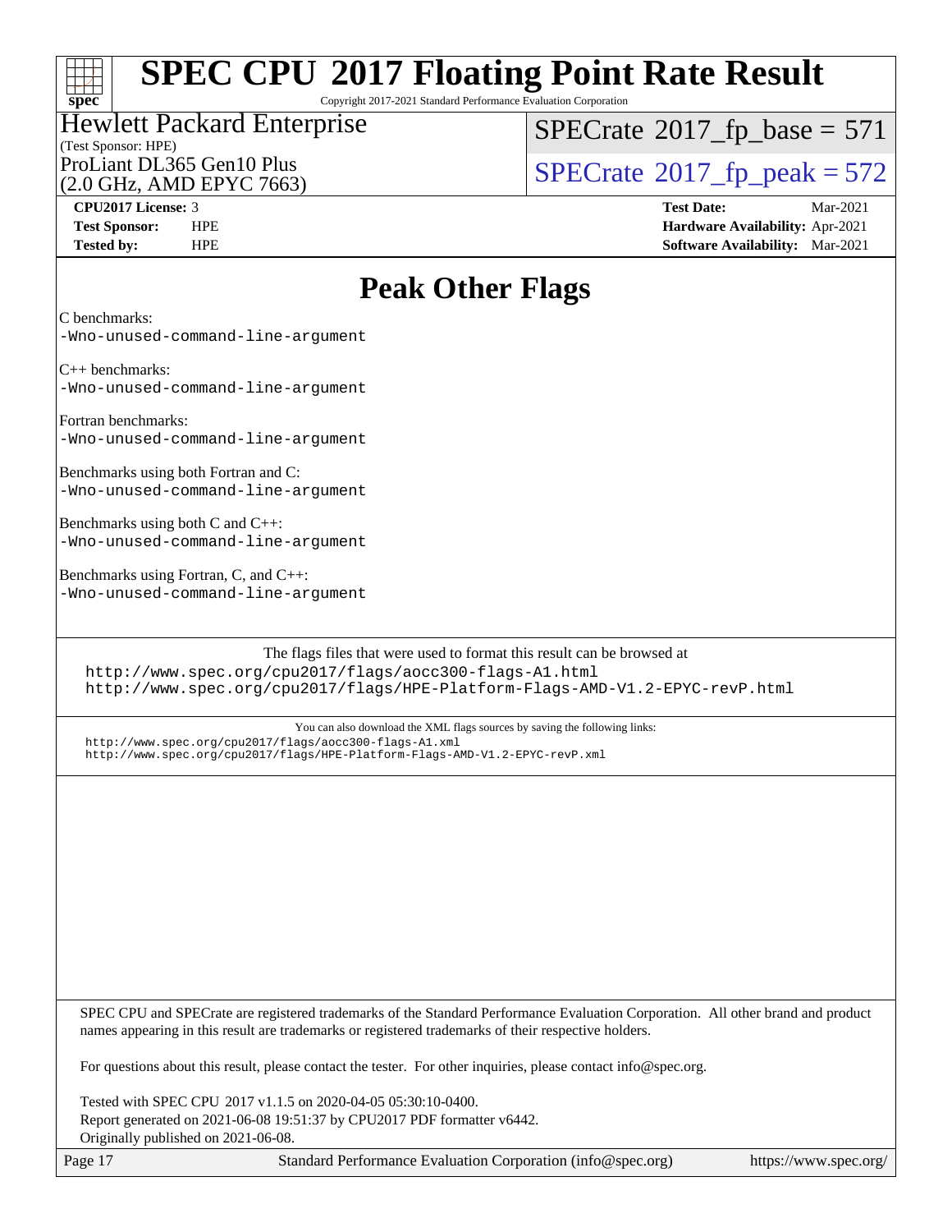# Peak Other Flags

C benchmarks:
-Wno-unused-command-line-argument

C++ benchmarks:
-Wno-unused-command-line-argument

Fortran benchmarks:
-Wno-unused-command-line-argument

Benchmarks using both Fortran and C:
-Wno-unused-command-line-argument

Benchmarks using both C and C++:
-Wno-unused-command-line-argument

Benchmarks using Fortran, C, and C++:
-Wno-unused-command-line-argument

The flags files that were used to format this result can be browsed at
http://www.spec.org/cpu2017/flags/aocc300-flags-A1.html
http://www.spec.org/cpu2017/flags/HPE-Platform-Flags-AMD-V1.2-EPYC-revP.html

You can also download the XML flags sources by saving the following links:
http://www.spec.org/cpu2017/flags/aocc300-flags-A1.xml
http://www.spec.org/cpu2017/flags/HPE-Platform-Flags-AMD-V1.2-EPYC-revP.xml

SPEC CPU and SPECrate are registered trademarks of the Standard Performance Evaluation Corporation. All other brand and product names appearing in this result are trademarks or registered trademarks of their respective holders.

For questions about this result, please contact the tester. For other inquiries, please contact info@spec.org.

Tested with SPEC CPU 2017 v1.1.5 on 2020-04-05 05:30:10-0400.
Report generated on 2021-06-08 19:51:37 by CPU2017 PDF formatter v6442.
Originally published on 2021-06-08.